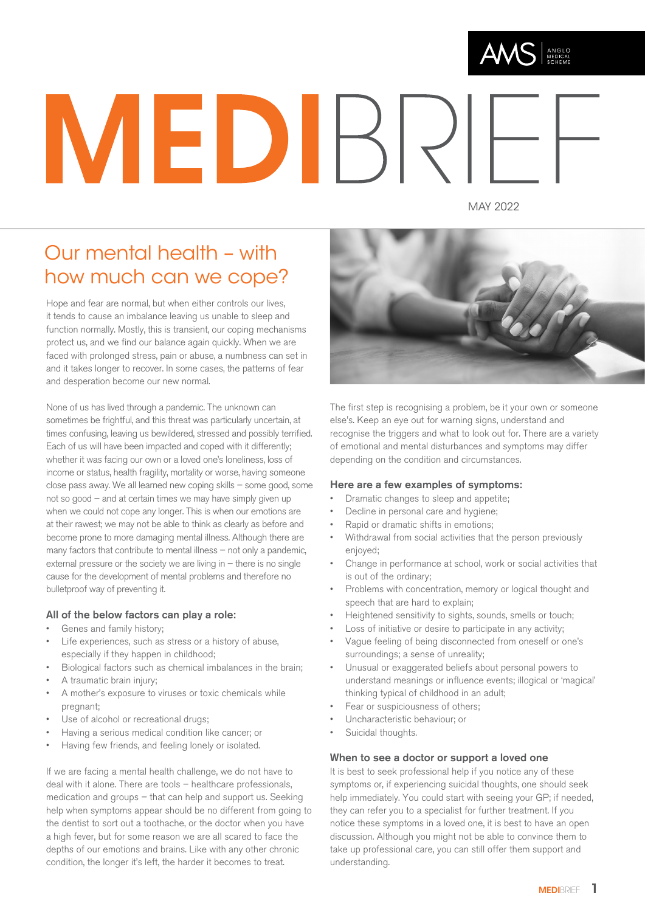AMS | ANGLO MEDICAL SCHEME

# MEDIBRIEF

MAY 2022

## Our mental health – with how much can we cope?

Hope and fear are normal, but when either controls our lives, it tends to cause an imbalance leaving us unable to sleep and function normally. Mostly, this is transient, our coping mechanisms protect us, and we find our balance again quickly. When we are faced with prolonged stress, pain or abuse, a numbness can set in and it takes longer to recover. In some cases, the patterns of fear and desperation become our new normal.

None of us has lived through a pandemic. The unknown can sometimes be frightful, and this threat was particularly uncertain, at times confusing, leaving us bewildered, stressed and possibly terrified. Each of us will have been impacted and coped with it differently; whether it was facing our own or a loved one's loneliness, loss of income or status, health fragility, mortality or worse, having someone close pass away. We all learned new coping skills – some good, some not so good – and at certain times we may have simply given up when we could not cope any longer. This is when our emotions are at their rawest; we may not be able to think as clearly as before and become prone to more damaging mental illness. Although there are many factors that contribute to mental illness – not only a pandemic, external pressure or the society we are living in – there is no single cause for the development of mental problems and therefore no bulletproof way of preventing it.

### All of the below factors can play a role:

- Genes and family history;
- Life experiences, such as stress or a history of abuse, especially if they happen in childhood;
- Biological factors such as chemical imbalances in the brain;
- A traumatic brain injury;
- A mother's exposure to viruses or toxic chemicals while pregnant;
- Use of alcohol or recreational drugs;
- Having a serious medical condition like cancer; or
- Having few friends, and feeling lonely or isolated.

If we are facing a mental health challenge, we do not have to deal with it alone. There are tools – healthcare professionals, medication and groups – that can help and support us. Seeking help when symptoms appear should be no different from going to the dentist to sort out a toothache, or the doctor when you have a high fever, but for some reason we are all scared to face the depths of our emotions and brains. Like with any other chronic condition, the longer it's left, the harder it becomes to treat.

The first step is recognising a problem, be it your own or someone else's. Keep an eye out for warning signs, understand and recognise the triggers and what to look out for. There are a variety of emotional and mental disturbances and symptoms may differ depending on the condition and circumstances.

### Here are a few examples of symptoms:

- Dramatic changes to sleep and appetite;
- Decline in personal care and hygiene;
- Rapid or dramatic shifts in emotions;
- Withdrawal from social activities that the person previously enjoyed;
- Change in performance at school, work or social activities that is out of the ordinary;
- Problems with concentration, memory or logical thought and speech that are hard to explain;
- Heightened sensitivity to sights, sounds, smells or touch;
- Loss of initiative or desire to participate in any activity;
- Vague feeling of being disconnected from oneself or one's surroundings; a sense of unreality;
- Unusual or exaggerated beliefs about personal powers to understand meanings or influence events; illogical or 'magical' thinking typical of childhood in an adult;
- Fear or suspiciousness of others;
- Uncharacteristic behaviour; or
- Suicidal thoughts.

### When to see a doctor or support a loved one

It is best to seek professional help if you notice any of these symptoms or, if experiencing suicidal thoughts, one should seek help immediately. You could start with seeing your GP; if needed, they can refer you to a specialist for further treatment. If you notice these symptoms in a loved one, it is best to have an open discussion. Although you might not be able to convince them to take up professional care, you can still offer them support and understanding.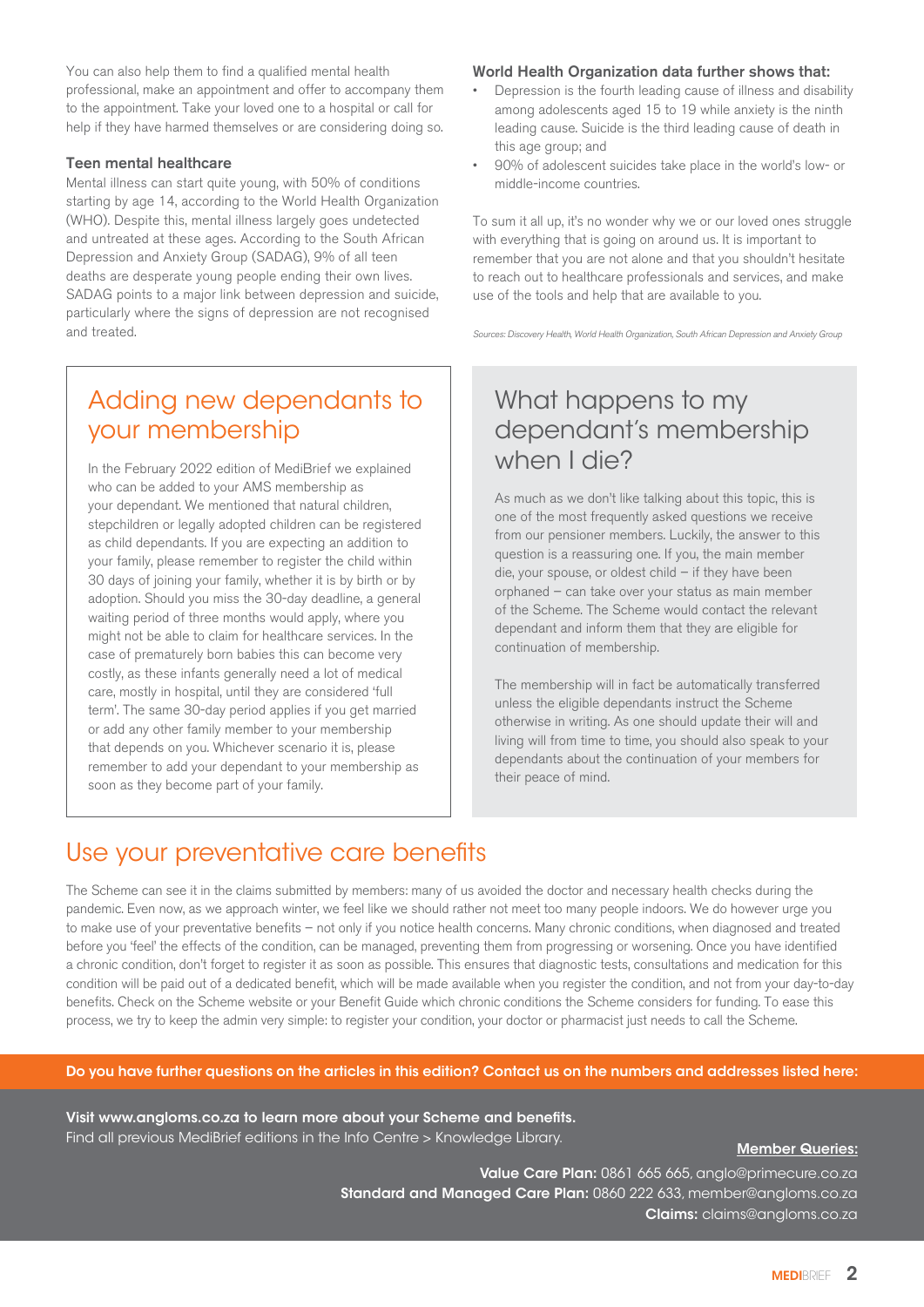You can also help them to find a qualified mental health professional, make an appointment and offer to accompany them to the appointment. Take your loved one to a hospital or call for help if they have harmed themselves or are considering doing so.

### Teen mental healthcare

Mental illness can start quite young, with 50% of conditions starting by age 14, according to the World Health Organization (WHO). Despite this, mental illness largely goes undetected and untreated at these ages. According to the South African Depression and Anxiety Group (SADAG), 9% of all teen deaths are desperate young people ending their own lives. SADAG points to a major link between depression and suicide, particularly where the signs of depression are not recognised and treated.

### World Health Organization data further shows that:

- Depression is the fourth leading cause of illness and disability among adolescents aged 15 to 19 while anxiety is the ninth leading cause. Suicide is the third leading cause of death in this age group; and
- 90% of adolescent suicides take place in the world's low- or middle-income countries.

To sum it all up, it's no wonder why we or our loved ones struggle with everything that is going on around us. It is important to remember that you are not alone and that you shouldn't hesitate to reach out to healthcare professionals and services, and make use of the tools and help that are available to you.

*Sources: Discovery Health, World Health Organization, South African Depression and Anxiety Group*

## Adding new dependants to your membership

In the February 2022 edition of MediBrief we explained who can be added to your AMS membership as your dependant. We mentioned that natural children, stepchildren or legally adopted children can be registered as child dependants. If you are expecting an addition to your family, please remember to register the child within 30 days of joining your family, whether it is by birth or by adoption. Should you miss the 30-day deadline, a general waiting period of three months would apply, where you might not be able to claim for healthcare services. In the case of prematurely born babies this can become very costly, as these infants generally need a lot of medical care, mostly in hospital, until they are considered 'full term'. The same 30-day period applies if you get married or add any other family member to your membership that depends on you. Whichever scenario it is, please remember to add your dependant to your membership as soon as they become part of your family.

## What happens to my dependant's membership when I die?

As much as we don't like talking about this topic, this is one of the most frequently asked questions we receive from our pensioner members. Luckily, the answer to this question is a reassuring one. If you, the main member die, your spouse, or oldest child – if they have been orphaned – can take over your status as main member of the Scheme. The Scheme would contact the relevant dependant and inform them that they are eligible for continuation of membership.

The membership will in fact be automatically transferred unless the eligible dependants instruct the Scheme otherwise in writing. As one should update their will and living will from time to time, you should also speak to your dependants about the continuation of your members for their peace of mind.

## Use your preventative care benefits

The Scheme can see it in the claims submitted by members: many of us avoided the doctor and necessary health checks during the pandemic. Even now, as we approach winter, we feel like we should rather not meet too many people indoors. We do however urge you to make use of your preventative benefits – not only if you notice health concerns. Many chronic conditions, when diagnosed and treated before you 'feel' the effects of the condition, can be managed, preventing them from progressing or worsening. Once you have identified a chronic condition, don't forget to register it as soon as possible. This ensures that diagnostic tests, consultations and medication for this condition will be paid out of a dedicated benefit, which will be made available when you register the condition, and not from your day-to-day benefits. Check on the Scheme website or your Benefit Guide which chronic conditions the Scheme considers for funding. To ease this process, we try to keep the admin very simple: to register your condition, your doctor or pharmacist just needs to call the Scheme.

**Do you have further questions on the articles in this edition? Contact us on the numbers and addresses listed here:**

**Visit www.angloms.co.za to learn more about your Scheme and benefits.**
Find all previous MediBrief editions in the Info Centre > Knowledge Library.

**Member Queries:**

**Value Care Plan:** 0861 665 665, anglo@primecure.co.za
**Standard and Managed Care Plan:** 0860 222 633, member@angloms.co.za
**Claims:** claims@angloms.co.za